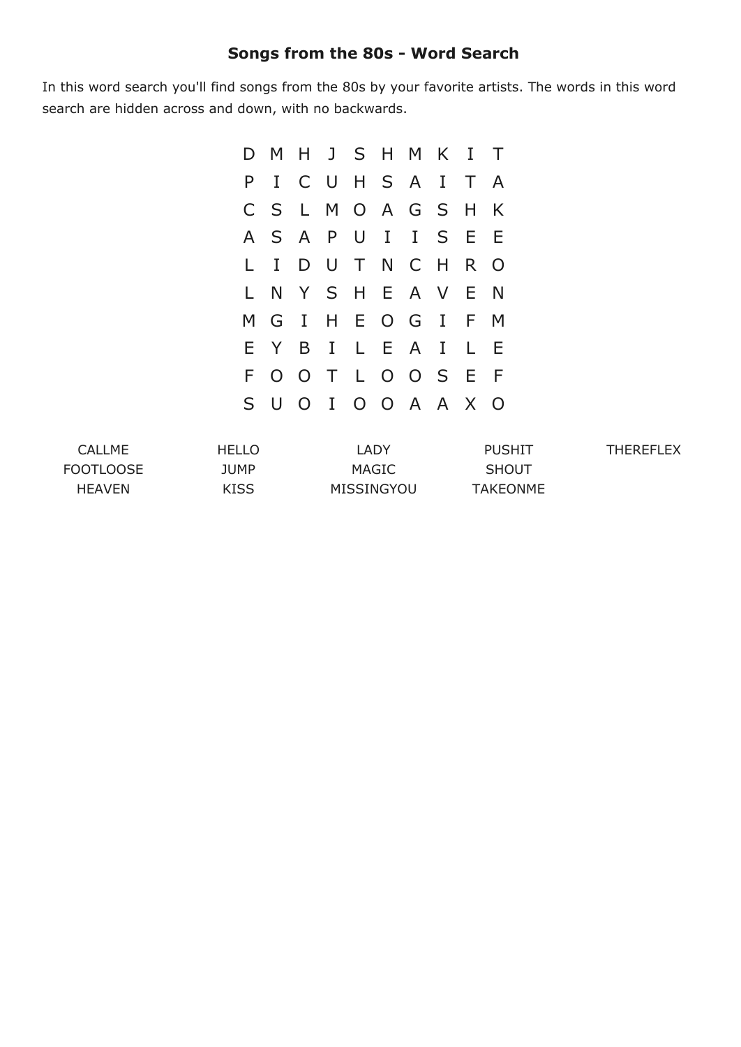# Songs from the 80s - Word Search

In this word search you'll find songs from the 80s by your favorite artists. The words in this word search are hidden across and down, with no backwards.

```
D M H J S H M K I T
P I C U H S A I T A
C S L M O A G S H K
A S A P U I I S E E
L I D U T N C H R O
L N Y S H E A V E N
M G I H E O G I F M
E Y B I L E A I L E
F O O T L O O S E F
S U O I O O A A X O
```

| | | | | |
|---|---|---|---|---|
| CALLME | HELLO | LADY | PUSHIT | THEREFLEX |
| FOOTLOOSE | JUMP | MAGIC | SHOUT | |
| HEAVEN | KISS | MISSINGYOU | TAKEONME | |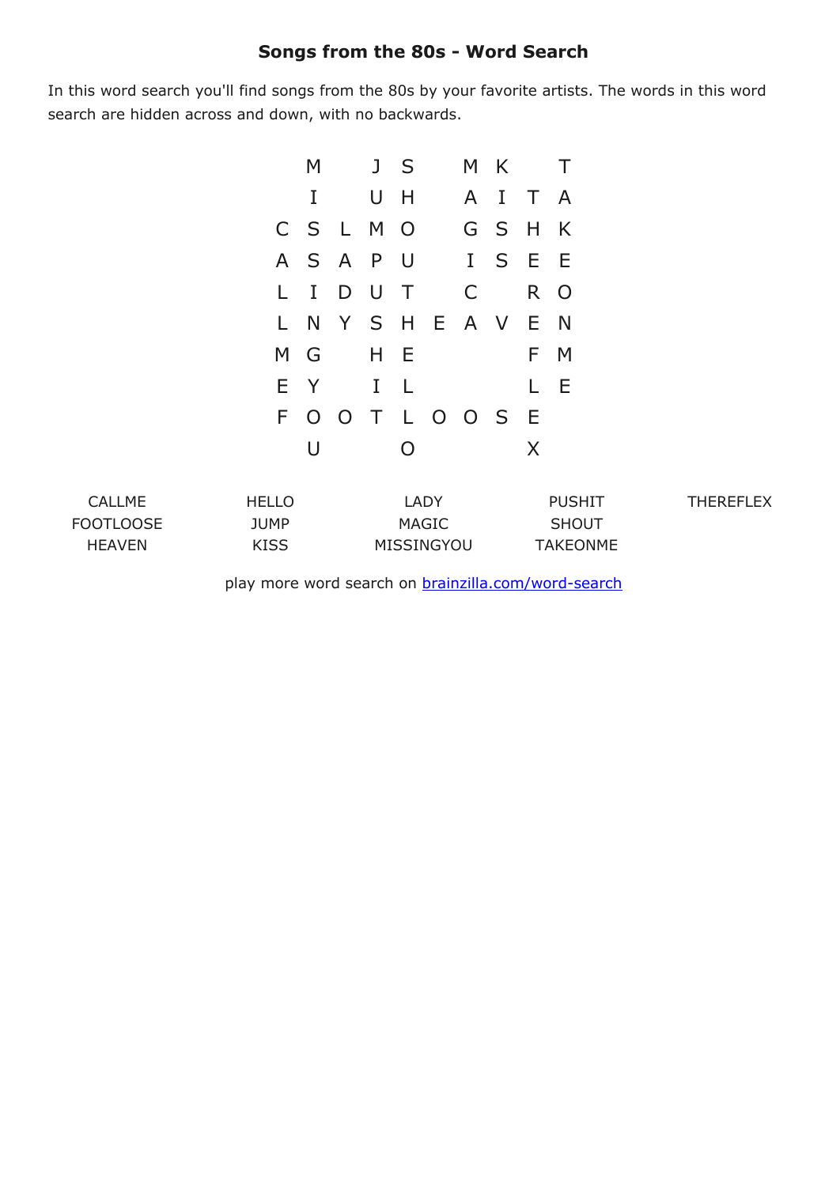## Songs from the 80s - Word Search

In this word search you'll find songs from the 80s by your favorite artists. The words in this word search are hidden across and down, with no backwards.

| | | | | | | | | | |
|---|---|---|---|---|---|---|---|---|---|
| | M | | J | S | | M | K | | T |
| | I | | U | H | | A | I | T | A |
| C | S | L | M | O | | G | S | H | K |
| A | S | A | P | U | | I | S | E | E |
| L | I | D | U | T | | C | | R | O |
| L | N | Y | S | H | E | A | V | E | N |
| M | G | | H | E | | | | F | M |
| E | Y | | I | L | | | | L | E |
| F | O | O | T | L | O | O | S | E | |
| | U | | | O | | | | X | |

| | | | | |
|---|---|---|---|---|
| CALLME | HELLO | LADY | PUSHIT | THEREFLEX |
| FOOTLOOSE | JUMP | MAGIC | SHOUT | |
| HEAVEN | KISS | MISSINGYOU | TAKEONME | |

play more word search on [brainzilla.com/word-search](brainzilla.com/word-search)